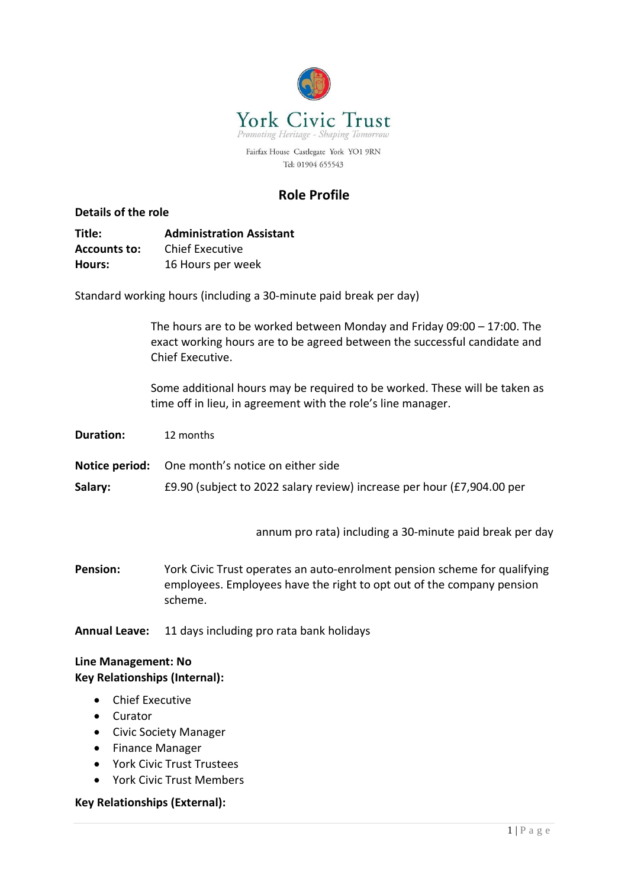York Civic Trust

*Promoting Heritage - Shaping Tomorrow*

Fairfax House Castlegate York YO1 9RN

Tel: 01904 655543

## Role Profile

**Details of the role**

**Title:** **Administration Assistant**
**Accounts to:** Chief Executive
**Hours:** 16 Hours per week

Standard working hours (including a 30-minute paid break per day)

The hours are to be worked between Monday and Friday 09:00 – 17:00. The exact working hours are to be agreed between the successful candidate and Chief Executive.

Some additional hours may be required to be worked. These will be taken as time off in lieu, in agreement with the role's line manager.

**Duration:** 12 months

**Notice period:** One month's notice on either side

**Salary:** £9.90 (subject to 2022 salary review) increase per hour (£7,904.00 per annum pro rata) including a 30-minute paid break per day

**Pension:** York Civic Trust operates an auto-enrolment pension scheme for qualifying employees. Employees have the right to opt out of the company pension scheme.

**Annual Leave:** 11 days including pro rata bank holidays

**Line Management: No**
**Key Relationships (Internal):**

- Chief Executive
- Curator
- Civic Society Manager
- Finance Manager
- York Civic Trust Trustees
- York Civic Trust Members

**Key Relationships (External):**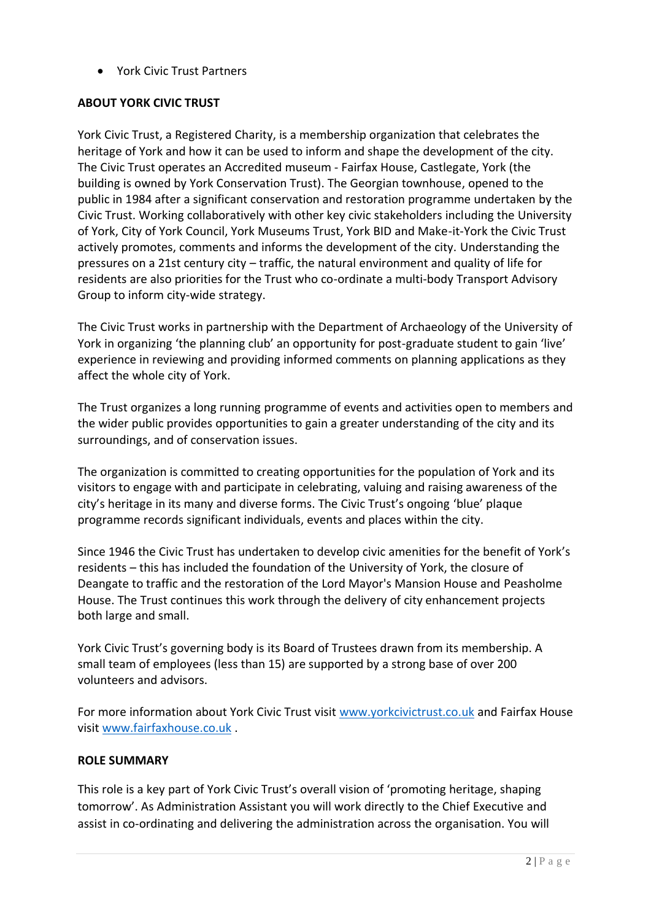- York Civic Trust Partners

**ABOUT YORK CIVIC TRUST**

York Civic Trust, a Registered Charity, is a membership organization that celebrates the heritage of York and how it can be used to inform and shape the development of the city. The Civic Trust operates an Accredited museum - Fairfax House, Castlegate, York (the building is owned by York Conservation Trust). The Georgian townhouse, opened to the public in 1984 after a significant conservation and restoration programme undertaken by the Civic Trust. Working collaboratively with other key civic stakeholders including the University of York, City of York Council, York Museums Trust, York BID and Make-it-York the Civic Trust actively promotes, comments and informs the development of the city. Understanding the pressures on a 21st century city – traffic, the natural environment and quality of life for residents are also priorities for the Trust who co-ordinate a multi-body Transport Advisory Group to inform city-wide strategy.

The Civic Trust works in partnership with the Department of Archaeology of the University of York in organizing 'the planning club' an opportunity for post-graduate student to gain 'live' experience in reviewing and providing informed comments on planning applications as they affect the whole city of York.

The Trust organizes a long running programme of events and activities open to members and the wider public provides opportunities to gain a greater understanding of the city and its surroundings, and of conservation issues.

The organization is committed to creating opportunities for the population of York and its visitors to engage with and participate in celebrating, valuing and raising awareness of the city's heritage in its many and diverse forms. The Civic Trust's ongoing 'blue' plaque programme records significant individuals, events and places within the city.

Since 1946 the Civic Trust has undertaken to develop civic amenities for the benefit of York's residents – this has included the foundation of the University of York, the closure of Deangate to traffic and the restoration of the Lord Mayor's Mansion House and Peasholme House. The Trust continues this work through the delivery of city enhancement projects both large and small.

York Civic Trust's governing body is its Board of Trustees drawn from its membership. A small team of employees (less than 15) are supported by a strong base of over 200 volunteers and advisors.

For more information about York Civic Trust visit www.yorkcivictrust.co.uk and Fairfax House visit www.fairfaxhouse.co.uk .

**ROLE SUMMARY**

This role is a key part of York Civic Trust's overall vision of 'promoting heritage, shaping tomorrow'. As Administration Assistant you will work directly to the Chief Executive and assist in co-ordinating and delivering the administration across the organisation. You will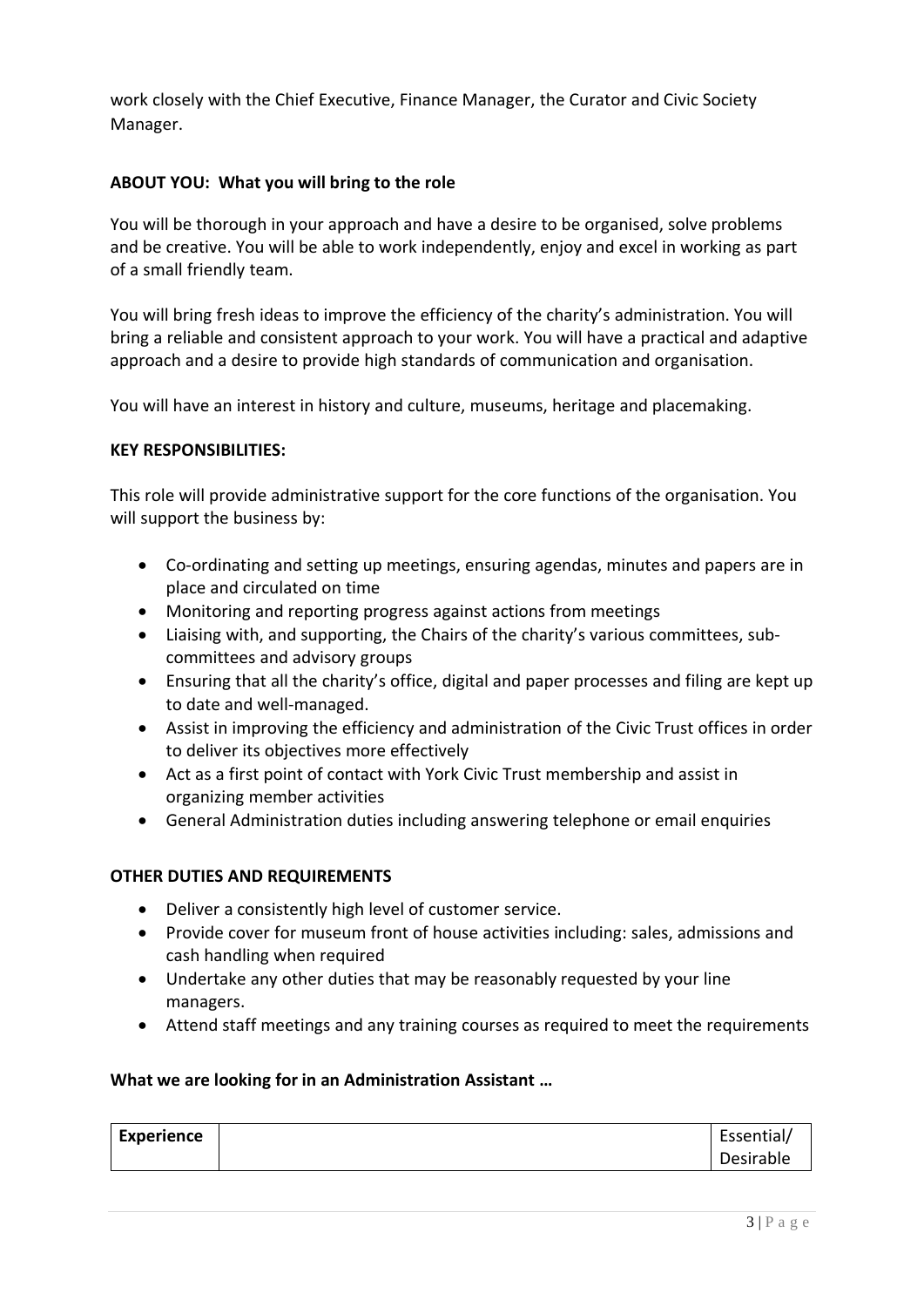work closely with the Chief Executive, Finance Manager, the Curator and Civic Society Manager.

**ABOUT YOU: What you will bring to the role**

You will be thorough in your approach and have a desire to be organised, solve problems and be creative. You will be able to work independently, enjoy and excel in working as part of a small friendly team.

You will bring fresh ideas to improve the efficiency of the charity's administration. You will bring a reliable and consistent approach to your work. You will have a practical and adaptive approach and a desire to provide high standards of communication and organisation.

You will have an interest in history and culture, museums, heritage and placemaking.

**KEY RESPONSIBILITIES:**

This role will provide administrative support for the core functions of the organisation. You will support the business by:

- Co-ordinating and setting up meetings, ensuring agendas, minutes and papers are in place and circulated on time
- Monitoring and reporting progress against actions from meetings
- Liaising with, and supporting, the Chairs of the charity's various committees, sub-committees and advisory groups
- Ensuring that all the charity's office, digital and paper processes and filing are kept up to date and well-managed.
- Assist in improving the efficiency and administration of the Civic Trust offices in order to deliver its objectives more effectively
- Act as a first point of contact with York Civic Trust membership and assist in organizing member activities
- General Administration duties including answering telephone or email enquiries

**OTHER DUTIES AND REQUIREMENTS**

- Deliver a consistently high level of customer service.
- Provide cover for museum front of house activities including: sales, admissions and cash handling when required
- Undertake any other duties that may be reasonably requested by your line managers.
- Attend staff meetings and any training courses as required to meet the requirements

**What we are looking for in an Administration Assistant …**

| **Experience** | | Essential/ Desirable |
| --- | --- | --- |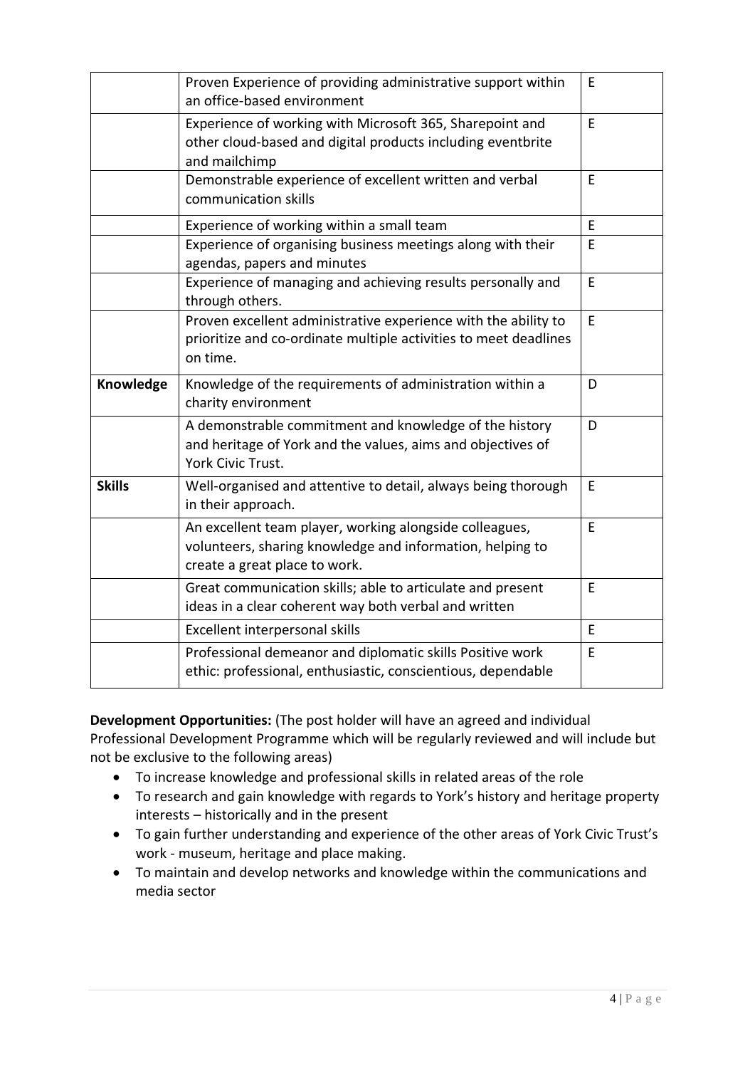| | | |
|---|---|---|
| | Proven Experience of providing administrative support within an office-based environment | E |
| | Experience of working with Microsoft 365, Sharepoint and other cloud-based and digital products including eventbrite and mailchimp | E |
| | Demonstrable experience of excellent written and verbal communication skills | E |
| | Experience of working within a small team | E |
| | Experience of organising business meetings along with their agendas, papers and minutes | E |
| | Experience of managing and achieving results personally and through others. | E |
| | Proven excellent administrative experience with the ability to prioritize and co-ordinate multiple activities to meet deadlines on time. | E |
| **Knowledge** | Knowledge of the requirements of administration within a charity environment | D |
| | A demonstrable commitment and knowledge of the history and heritage of York and the values, aims and objectives of York Civic Trust. | D |
| **Skills** | Well-organised and attentive to detail, always being thorough in their approach. | E |
| | An excellent team player, working alongside colleagues, volunteers, sharing knowledge and information, helping to create a great place to work. | E |
| | Great communication skills; able to articulate and present ideas in a clear coherent way both verbal and written | E |
| | Excellent interpersonal skills | E |
| | Professional demeanor and diplomatic skills Positive work ethic: professional, enthusiastic, conscientious, dependable | E |

**Development Opportunities:** (The post holder will have an agreed and individual Professional Development Programme which will be regularly reviewed and will include but not be exclusive to the following areas)

- To increase knowledge and professional skills in related areas of the role
- To research and gain knowledge with regards to York's history and heritage property interests – historically and in the present
- To gain further understanding and experience of the other areas of York Civic Trust's work - museum, heritage and place making.
- To maintain and develop networks and knowledge within the communications and media sector